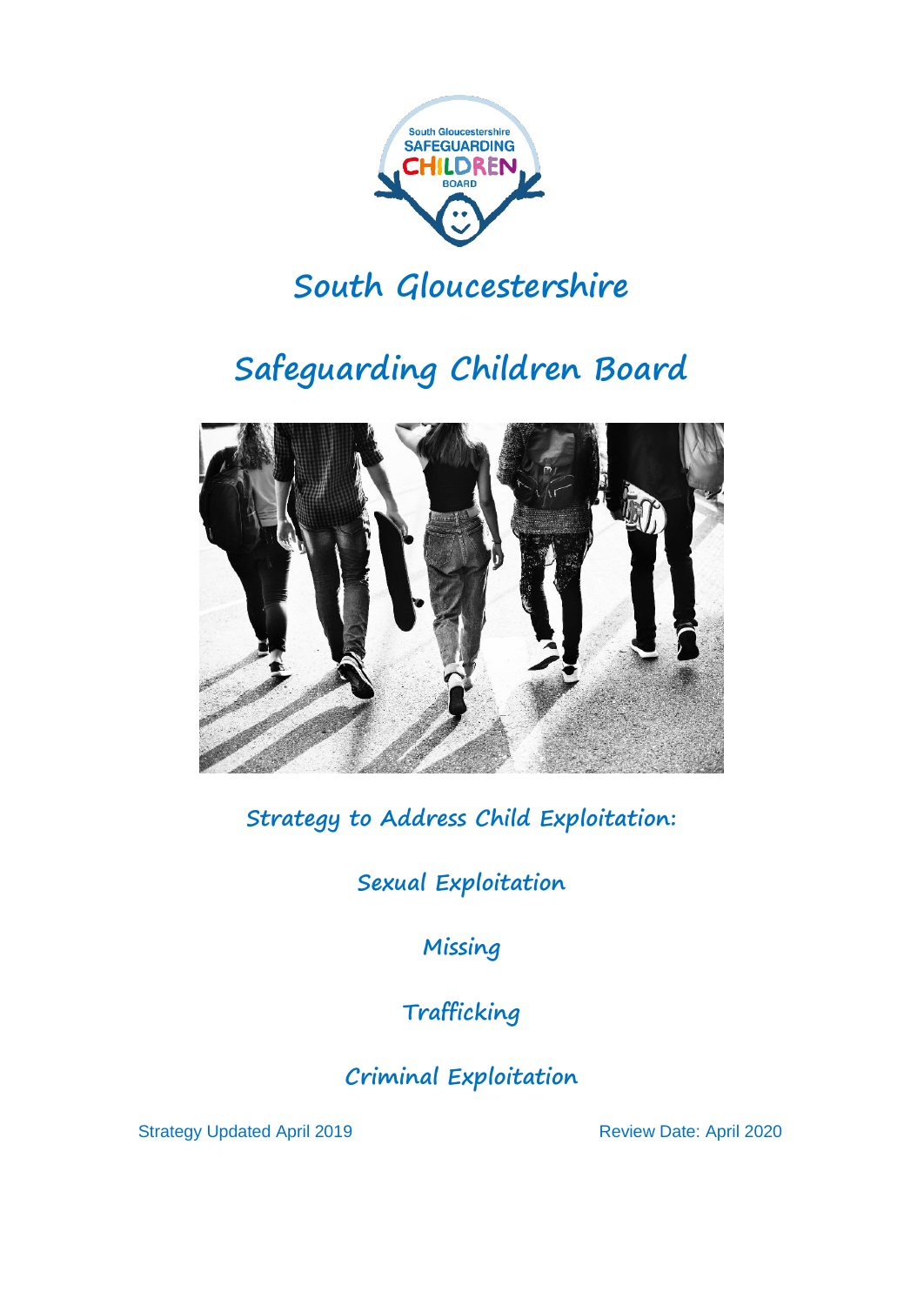# South Gloucestershire

# Safeguarding Children Board

## Strategy to Address Child Exploitation:

**Sexual Exploitation**

**Missing**

**Trafficking**

**Criminal Exploitation**

Strategy Updated April 2019 Review Date: April 2020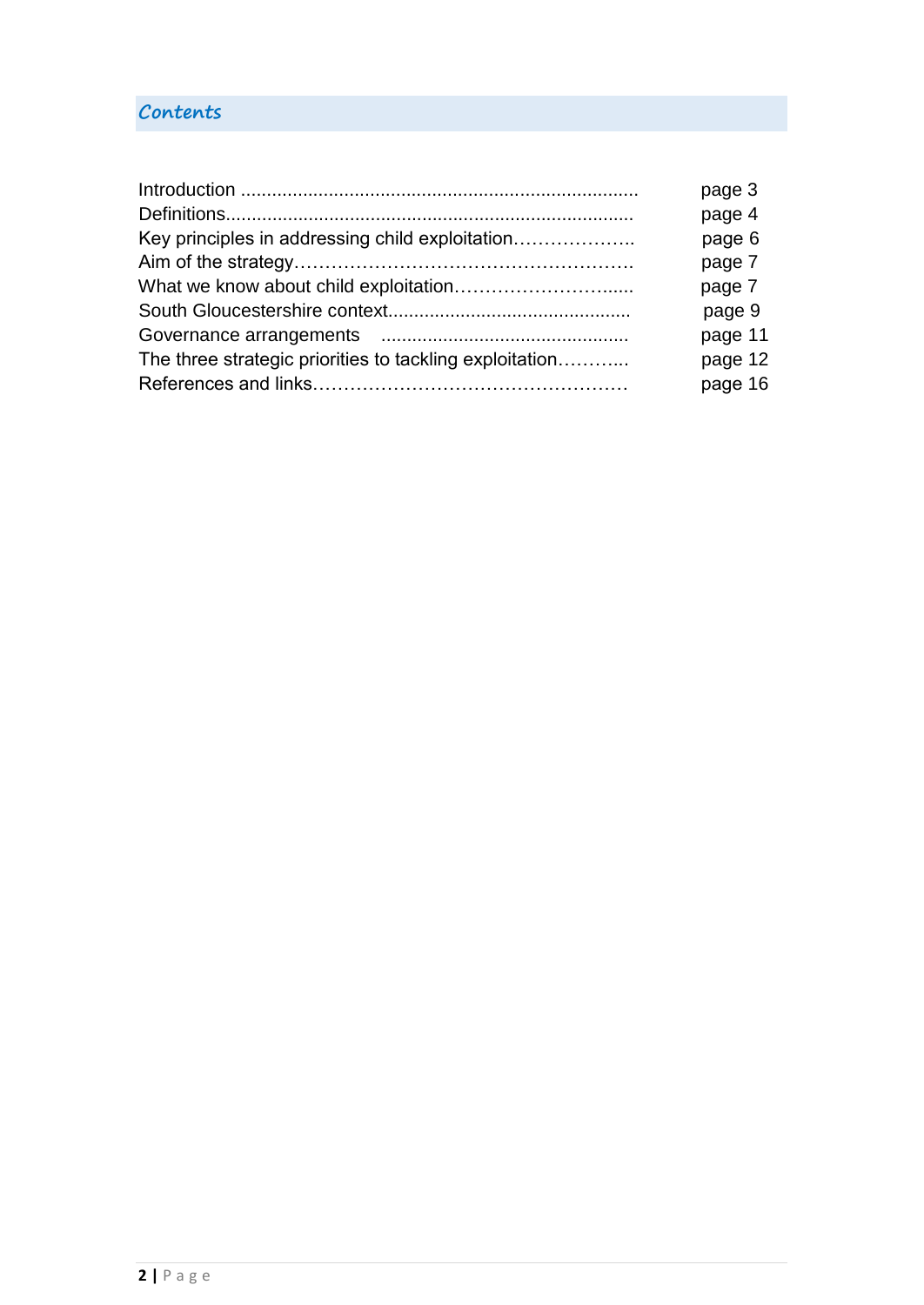## Contents

| | |
|---|---|
| Introduction | page 3 |
| Definitions | page 4 |
| Key principles in addressing child exploitation | page 6 |
| Aim of the strategy | page 7 |
| What we know about child exploitation | page 7 |
| South Gloucestershire context | page 9 |
| Governance arrangements | page 11 |
| The three strategic priorities to tackling exploitation | page 12 |
| References and links | page 16 |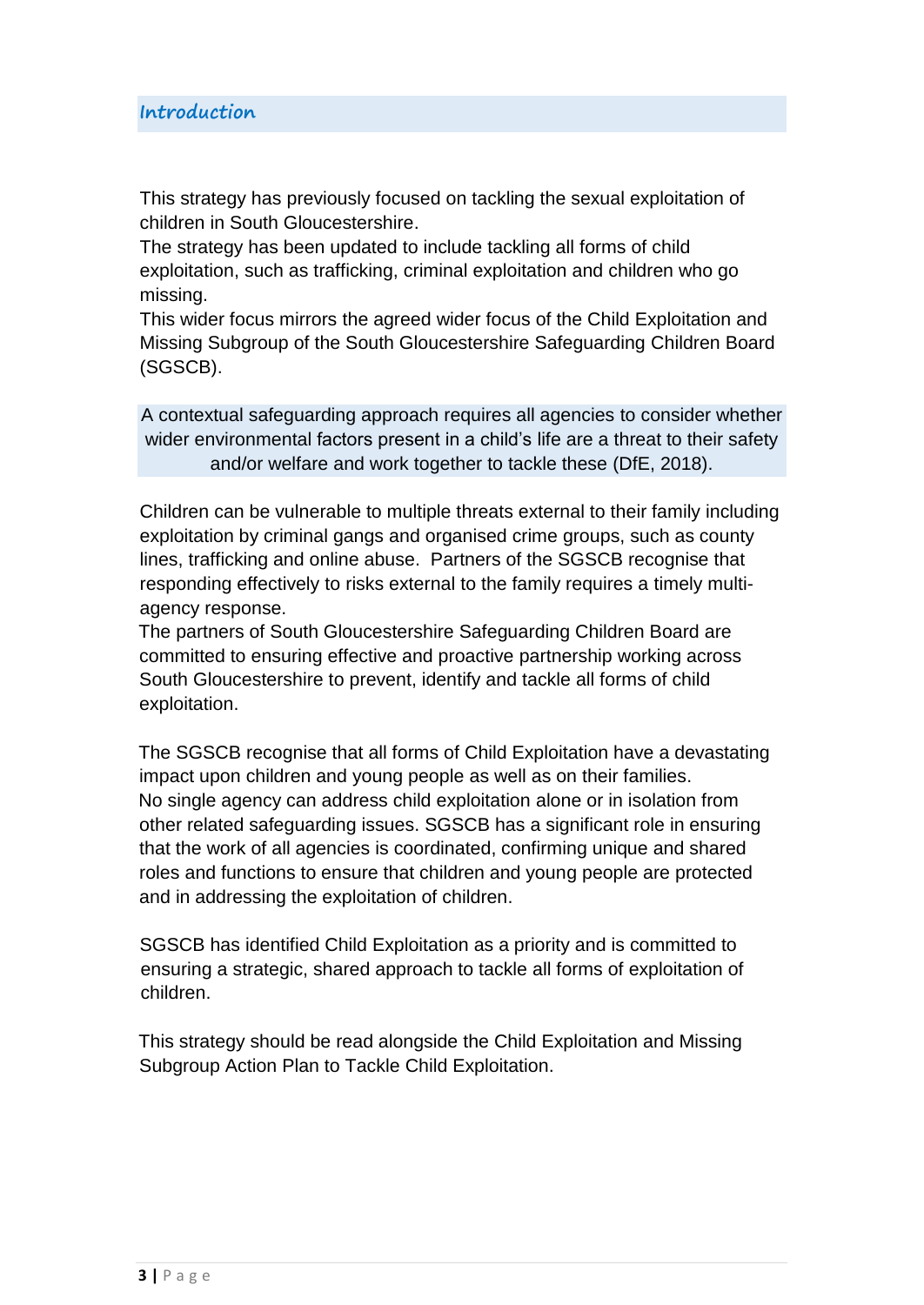## Introduction

This strategy has previously focused on tackling the sexual exploitation of children in South Gloucestershire.
The strategy has been updated to include tackling all forms of child exploitation, such as trafficking, criminal exploitation and children who go missing.
This wider focus mirrors the agreed wider focus of the Child Exploitation and Missing Subgroup of the South Gloucestershire Safeguarding Children Board (SGSCB).

A contextual safeguarding approach requires all agencies to consider whether wider environmental factors present in a child's life are a threat to their safety and/or welfare and work together to tackle these (DfE, 2018).

Children can be vulnerable to multiple threats external to their family including exploitation by criminal gangs and organised crime groups, such as county lines, trafficking and online abuse. Partners of the SGSCB recognise that responding effectively to risks external to the family requires a timely multi-agency response.
The partners of South Gloucestershire Safeguarding Children Board are committed to ensuring effective and proactive partnership working across South Gloucestershire to prevent, identify and tackle all forms of child exploitation.

The SGSCB recognise that all forms of Child Exploitation have a devastating impact upon children and young people as well as on their families.
No single agency can address child exploitation alone or in isolation from other related safeguarding issues. SGSCB has a significant role in ensuring that the work of all agencies is coordinated, confirming unique and shared roles and functions to ensure that children and young people are protected and in addressing the exploitation of children.

SGSCB has identified Child Exploitation as a priority and is committed to ensuring a strategic, shared approach to tackle all forms of exploitation of children.

This strategy should be read alongside the Child Exploitation and Missing Subgroup Action Plan to Tackle Child Exploitation.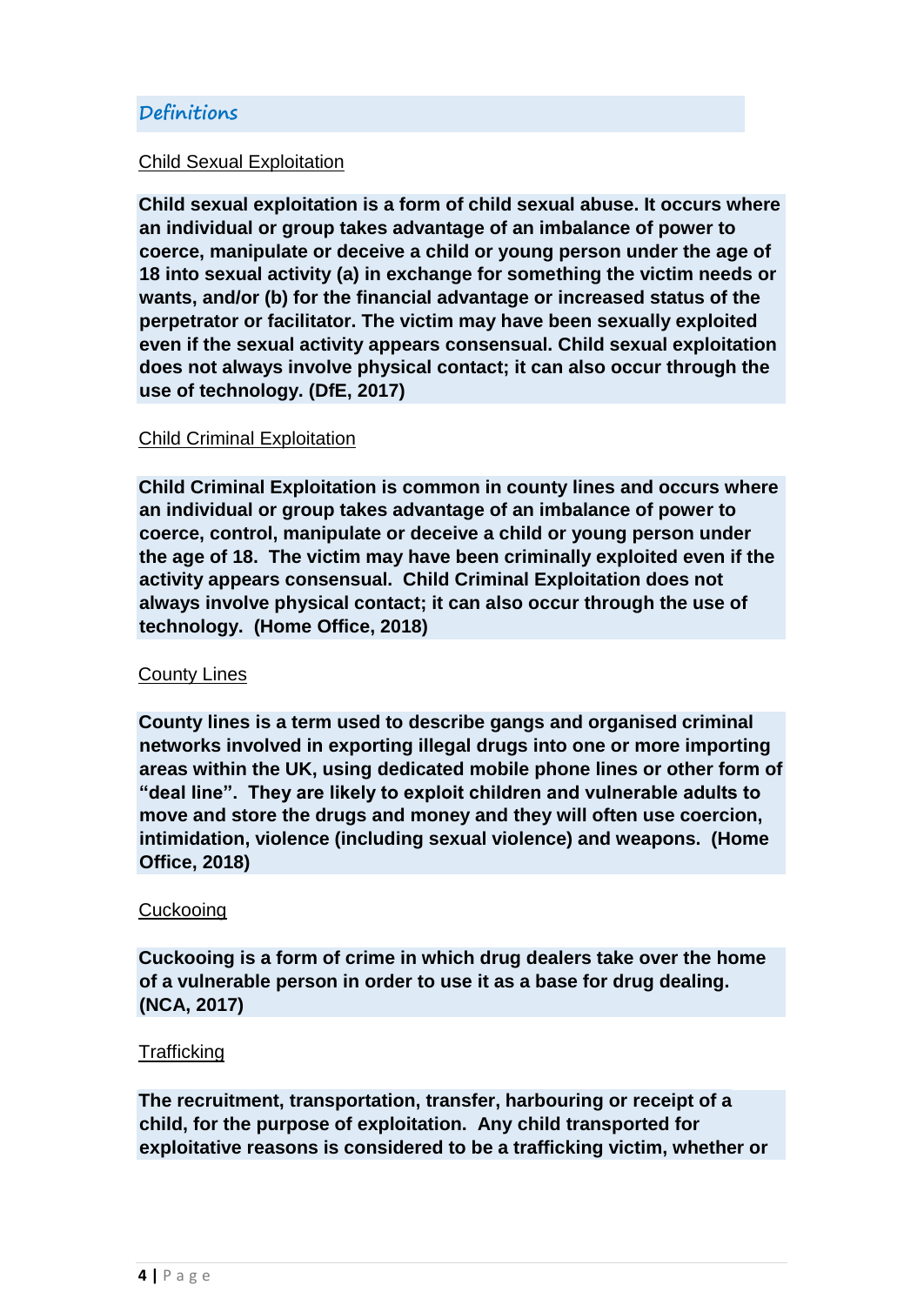## Definitions

Child Sexual Exploitation

**Child sexual exploitation is a form of child sexual abuse. It occurs where an individual or group takes advantage of an imbalance of power to coerce, manipulate or deceive a child or young person under the age of 18 into sexual activity (a) in exchange for something the victim needs or wants, and/or (b) for the financial advantage or increased status of the perpetrator or facilitator. The victim may have been sexually exploited even if the sexual activity appears consensual. Child sexual exploitation does not always involve physical contact; it can also occur through the use of technology. (DfE, 2017)**

Child Criminal Exploitation

**Child Criminal Exploitation is common in county lines and occurs where an individual or group takes advantage of an imbalance of power to coerce, control, manipulate or deceive a child or young person under the age of 18. The victim may have been criminally exploited even if the activity appears consensual. Child Criminal Exploitation does not always involve physical contact; it can also occur through the use of technology. (Home Office, 2018)**

County Lines

**County lines is a term used to describe gangs and organised criminal networks involved in exporting illegal drugs into one or more importing areas within the UK, using dedicated mobile phone lines or other form of "deal line". They are likely to exploit children and vulnerable adults to move and store the drugs and money and they will often use coercion, intimidation, violence (including sexual violence) and weapons. (Home Office, 2018)**

Cuckooing

**Cuckooing is a form of crime in which drug dealers take over the home of a vulnerable person in order to use it as a base for drug dealing. (NCA, 2017)**

Trafficking

**The recruitment, transportation, transfer, harbouring or receipt of a child, for the purpose of exploitation. Any child transported for exploitative reasons is considered to be a trafficking victim, whether or**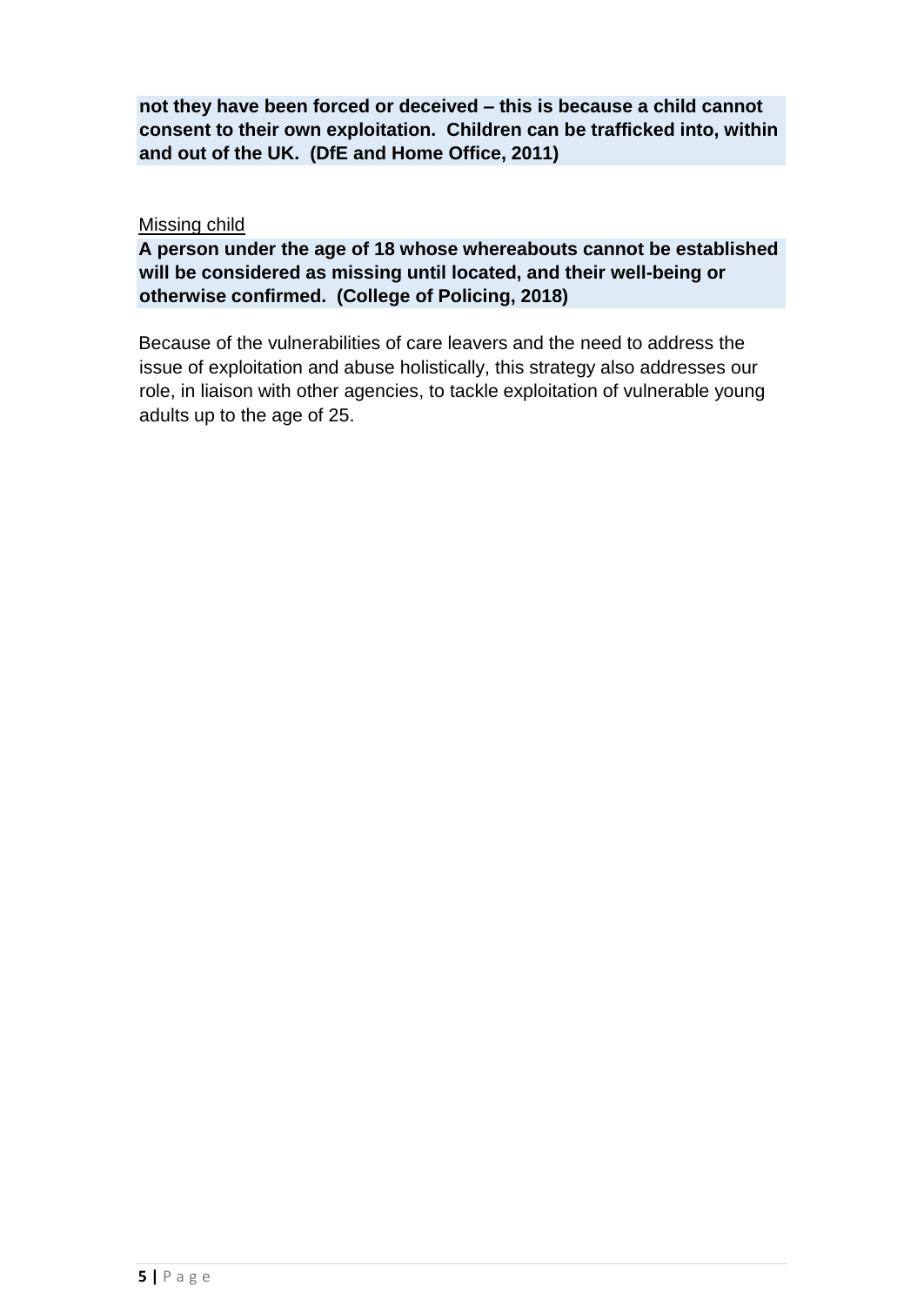**not they have been forced or deceived – this is because a child cannot consent to their own exploitation. Children can be trafficked into, within and out of the UK. (DfE and Home Office, 2011)**

<u>Missing child</u>

**A person under the age of 18 whose whereabouts cannot be established will be considered as missing until located, and their well-being or otherwise confirmed. (College of Policing, 2018)**

Because of the vulnerabilities of care leavers and the need to address the issue of exploitation and abuse holistically, this strategy also addresses our role, in liaison with other agencies, to tackle exploitation of vulnerable young adults up to the age of 25.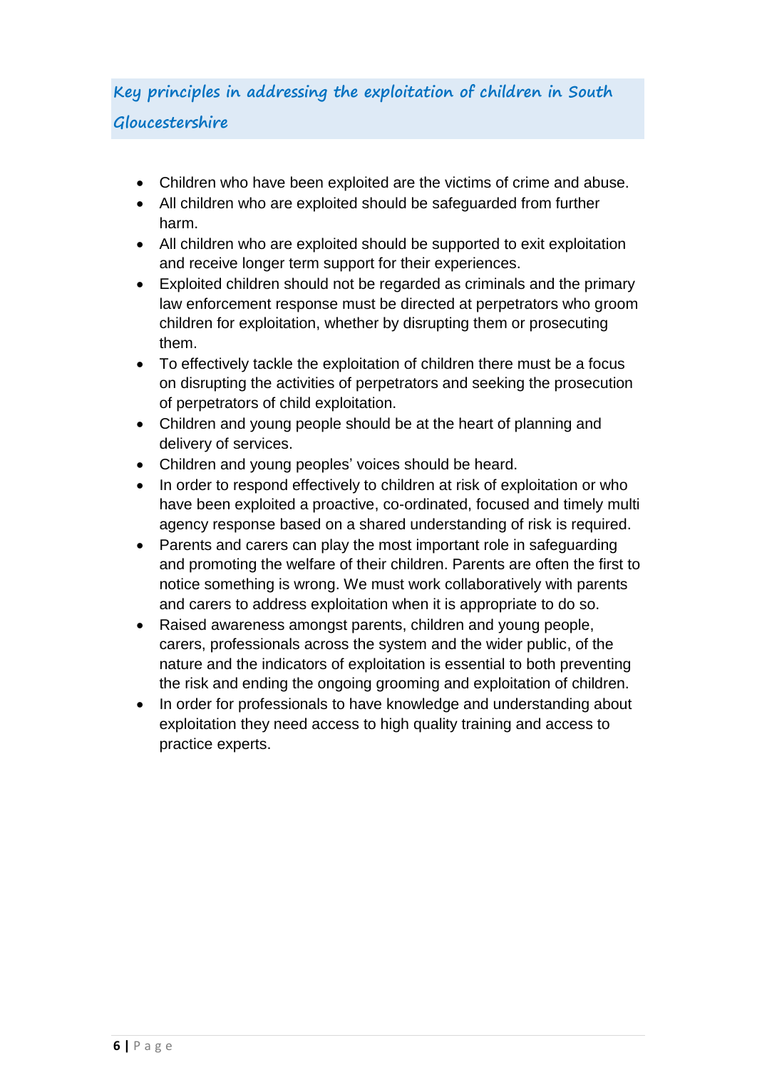## Key principles in addressing the exploitation of children in South Gloucestershire

- Children who have been exploited are the victims of crime and abuse.
- All children who are exploited should be safeguarded from further harm.
- All children who are exploited should be supported to exit exploitation and receive longer term support for their experiences.
- Exploited children should not be regarded as criminals and the primary law enforcement response must be directed at perpetrators who groom children for exploitation, whether by disrupting them or prosecuting them.
- To effectively tackle the exploitation of children there must be a focus on disrupting the activities of perpetrators and seeking the prosecution of perpetrators of child exploitation.
- Children and young people should be at the heart of planning and delivery of services.
- Children and young peoples' voices should be heard.
- In order to respond effectively to children at risk of exploitation or who have been exploited a proactive, co-ordinated, focused and timely multi agency response based on a shared understanding of risk is required.
- Parents and carers can play the most important role in safeguarding and promoting the welfare of their children. Parents are often the first to notice something is wrong. We must work collaboratively with parents and carers to address exploitation when it is appropriate to do so.
- Raised awareness amongst parents, children and young people, carers, professionals across the system and the wider public, of the nature and the indicators of exploitation is essential to both preventing the risk and ending the ongoing grooming and exploitation of children.
- In order for professionals to have knowledge and understanding about exploitation they need access to high quality training and access to practice experts.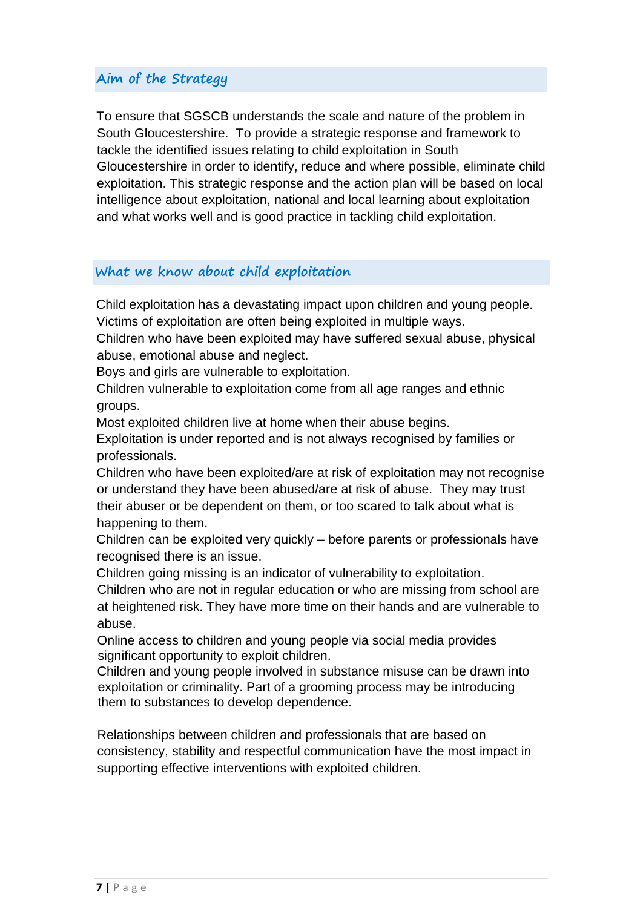## Aim of the Strategy

To ensure that SGSCB understands the scale and nature of the problem in South Gloucestershire. To provide a strategic response and framework to tackle the identified issues relating to child exploitation in South Gloucestershire in order to identify, reduce and where possible, eliminate child exploitation. This strategic response and the action plan will be based on local intelligence about exploitation, national and local learning about exploitation and what works well and is good practice in tackling child exploitation.

## What we know about child exploitation

Child exploitation has a devastating impact upon children and young people.
Victims of exploitation are often being exploited in multiple ways.
Children who have been exploited may have suffered sexual abuse, physical abuse, emotional abuse and neglect.
Boys and girls are vulnerable to exploitation.
Children vulnerable to exploitation come from all age ranges and ethnic groups.
Most exploited children live at home when their abuse begins.
Exploitation is under reported and is not always recognised by families or professionals.
Children who have been exploited/are at risk of exploitation may not recognise or understand they have been abused/are at risk of abuse. They may trust their abuser or be dependent on them, or too scared to talk about what is happening to them.
Children can be exploited very quickly – before parents or professionals have recognised there is an issue.
Children going missing is an indicator of vulnerability to exploitation.
Children who are not in regular education or who are missing from school are at heightened risk. They have more time on their hands and are vulnerable to abuse.
Online access to children and young people via social media provides significant opportunity to exploit children.
Children and young people involved in substance misuse can be drawn into exploitation or criminality. Part of a grooming process may be introducing them to substances to develop dependence.

Relationships between children and professionals that are based on consistency, stability and respectful communication have the most impact in supporting effective interventions with exploited children.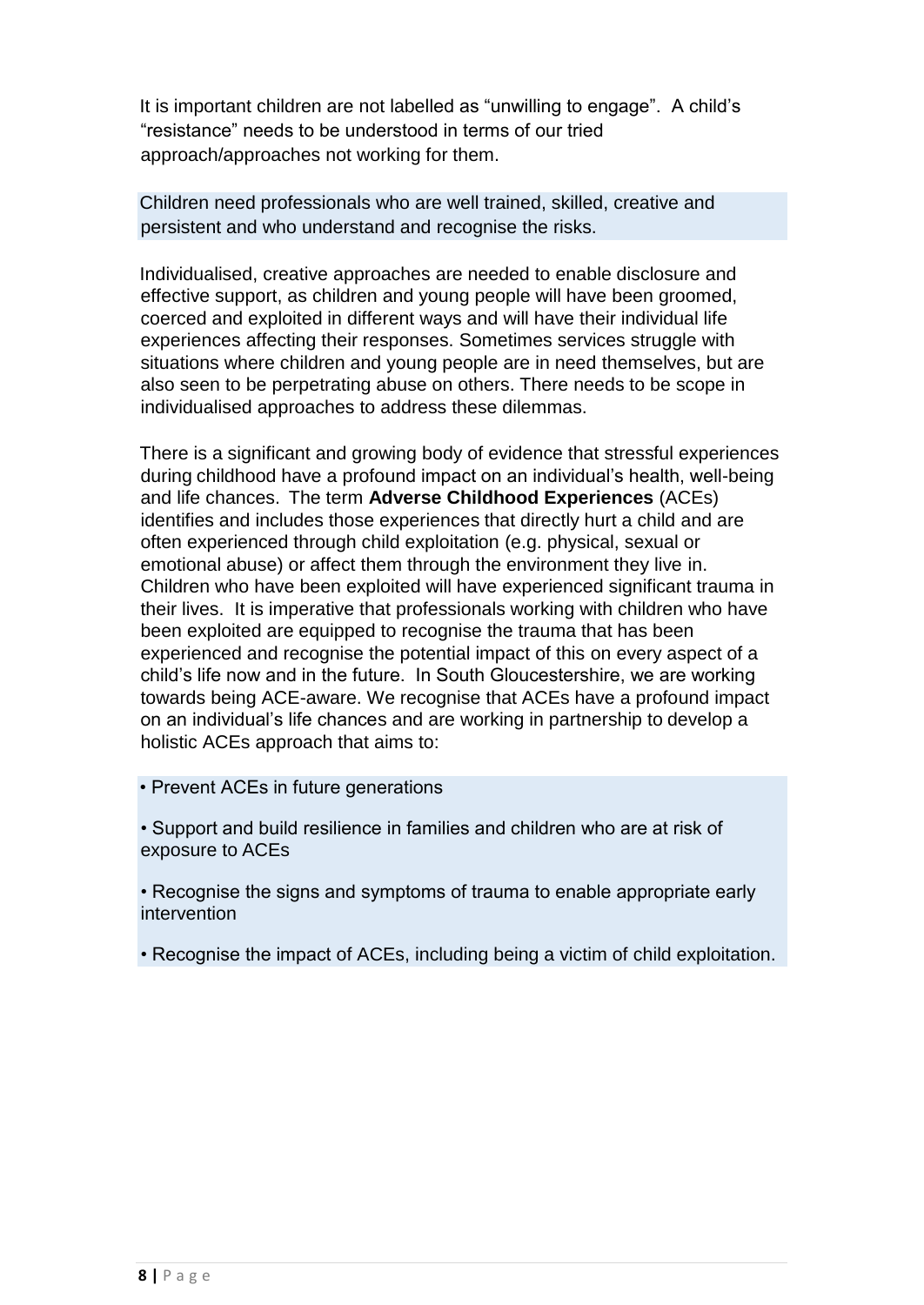It is important children are not labelled as "unwilling to engage". A child's "resistance" needs to be understood in terms of our tried approach/approaches not working for them.

Children need professionals who are well trained, skilled, creative and persistent and who understand and recognise the risks.

Individualised, creative approaches are needed to enable disclosure and effective support, as children and young people will have been groomed, coerced and exploited in different ways and will have their individual life experiences affecting their responses. Sometimes services struggle with situations where children and young people are in need themselves, but are also seen to be perpetrating abuse on others. There needs to be scope in individualised approaches to address these dilemmas.

There is a significant and growing body of evidence that stressful experiences during childhood have a profound impact on an individual's health, well-being and life chances. The term **Adverse Childhood Experiences** (ACEs) identifies and includes those experiences that directly hurt a child and are often experienced through child exploitation (e.g. physical, sexual or emotional abuse) or affect them through the environment they live in. Children who have been exploited will have experienced significant trauma in their lives. It is imperative that professionals working with children who have been exploited are equipped to recognise the trauma that has been experienced and recognise the potential impact of this on every aspect of a child's life now and in the future. In South Gloucestershire, we are working towards being ACE-aware. We recognise that ACEs have a profound impact on an individual's life chances and are working in partnership to develop a holistic ACEs approach that aims to:

- Prevent ACEs in future generations
- Support and build resilience in families and children who are at risk of exposure to ACEs
- Recognise the signs and symptoms of trauma to enable appropriate early intervention
- Recognise the impact of ACEs, including being a victim of child exploitation.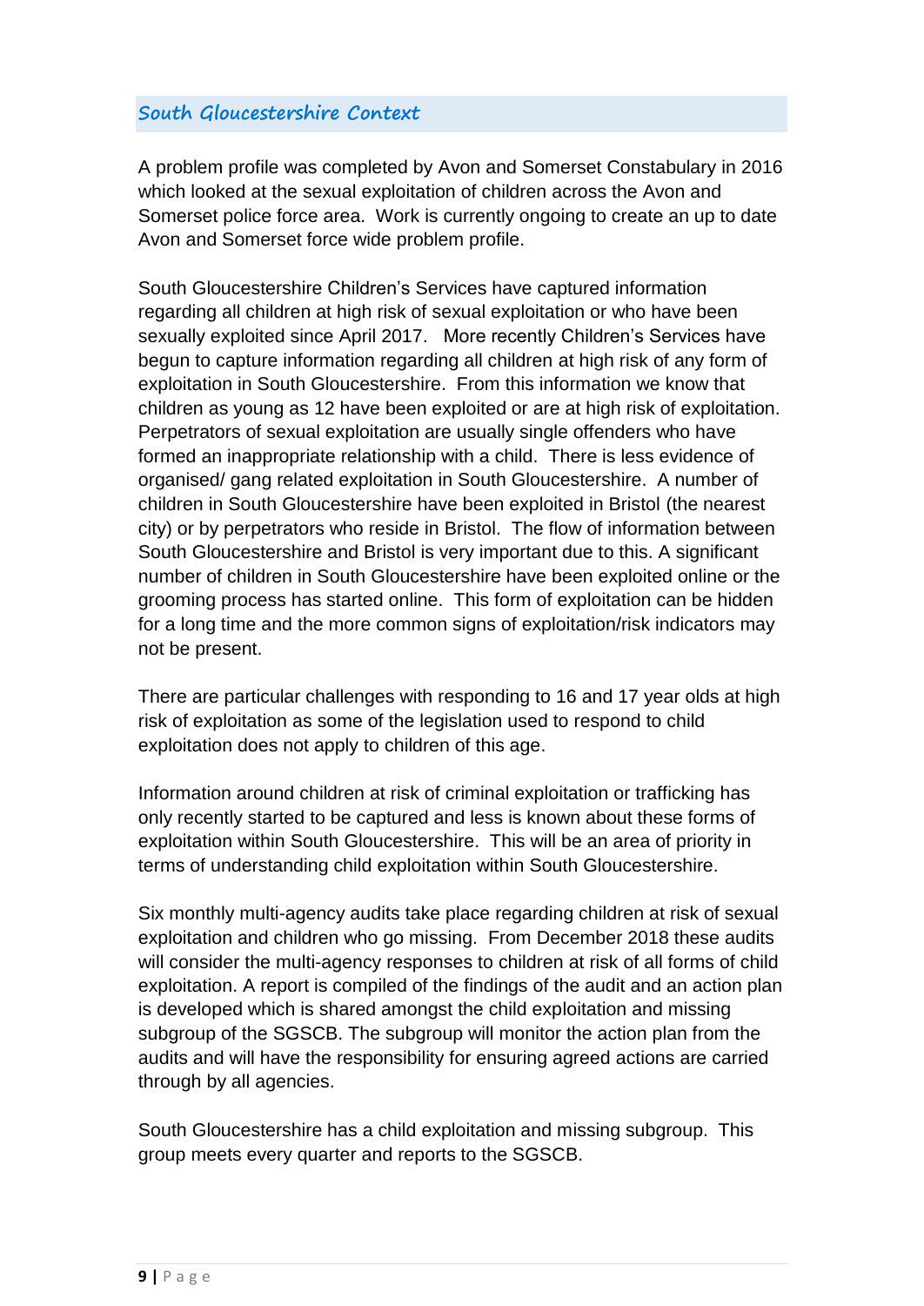## South Gloucestershire Context

A problem profile was completed by Avon and Somerset Constabulary in 2016 which looked at the sexual exploitation of children across the Avon and Somerset police force area. Work is currently ongoing to create an up to date Avon and Somerset force wide problem profile.

South Gloucestershire Children's Services have captured information regarding all children at high risk of sexual exploitation or who have been sexually exploited since April 2017. More recently Children's Services have begun to capture information regarding all children at high risk of any form of exploitation in South Gloucestershire. From this information we know that children as young as 12 have been exploited or are at high risk of exploitation. Perpetrators of sexual exploitation are usually single offenders who have formed an inappropriate relationship with a child. There is less evidence of organised/ gang related exploitation in South Gloucestershire. A number of children in South Gloucestershire have been exploited in Bristol (the nearest city) or by perpetrators who reside in Bristol. The flow of information between South Gloucestershire and Bristol is very important due to this. A significant number of children in South Gloucestershire have been exploited online or the grooming process has started online. This form of exploitation can be hidden for a long time and the more common signs of exploitation/risk indicators may not be present.

There are particular challenges with responding to 16 and 17 year olds at high risk of exploitation as some of the legislation used to respond to child exploitation does not apply to children of this age.

Information around children at risk of criminal exploitation or trafficking has only recently started to be captured and less is known about these forms of exploitation within South Gloucestershire. This will be an area of priority in terms of understanding child exploitation within South Gloucestershire.

Six monthly multi-agency audits take place regarding children at risk of sexual exploitation and children who go missing. From December 2018 these audits will consider the multi-agency responses to children at risk of all forms of child exploitation. A report is compiled of the findings of the audit and an action plan is developed which is shared amongst the child exploitation and missing subgroup of the SGSCB. The subgroup will monitor the action plan from the audits and will have the responsibility for ensuring agreed actions are carried through by all agencies.

South Gloucestershire has a child exploitation and missing subgroup. This group meets every quarter and reports to the SGSCB.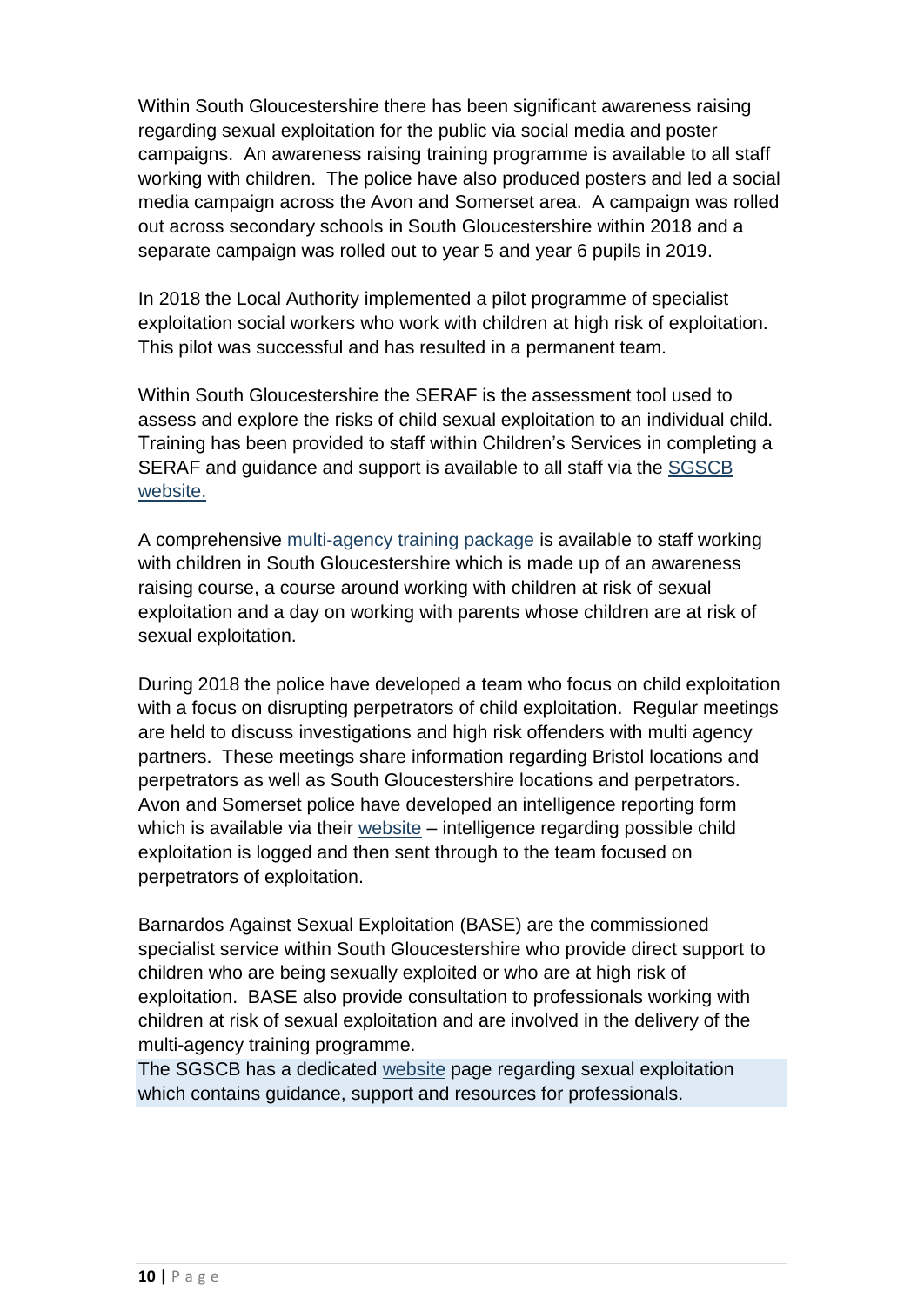Within South Gloucestershire there has been significant awareness raising regarding sexual exploitation for the public via social media and poster campaigns. An awareness raising training programme is available to all staff working with children. The police have also produced posters and led a social media campaign across the Avon and Somerset area. A campaign was rolled out across secondary schools in South Gloucestershire within 2018 and a separate campaign was rolled out to year 5 and year 6 pupils in 2019.

In 2018 the Local Authority implemented a pilot programme of specialist exploitation social workers who work with children at high risk of exploitation. This pilot was successful and has resulted in a permanent team.

Within South Gloucestershire the SERAF is the assessment tool used to assess and explore the risks of child sexual exploitation to an individual child. Training has been provided to staff within Children's Services in completing a SERAF and guidance and support is available to all staff via the SGSCB website.

A comprehensive multi-agency training package is available to staff working with children in South Gloucestershire which is made up of an awareness raising course, a course around working with children at risk of sexual exploitation and a day on working with parents whose children are at risk of sexual exploitation.

During 2018 the police have developed a team who focus on child exploitation with a focus on disrupting perpetrators of child exploitation. Regular meetings are held to discuss investigations and high risk offenders with multi agency partners. These meetings share information regarding Bristol locations and perpetrators as well as South Gloucestershire locations and perpetrators. Avon and Somerset police have developed an intelligence reporting form which is available via their website – intelligence regarding possible child exploitation is logged and then sent through to the team focused on perpetrators of exploitation.

Barnardos Against Sexual Exploitation (BASE) are the commissioned specialist service within South Gloucestershire who provide direct support to children who are being sexually exploited or who are at high risk of exploitation. BASE also provide consultation to professionals working with children at risk of sexual exploitation and are involved in the delivery of the multi-agency training programme.

The SGSCB has a dedicated website page regarding sexual exploitation which contains guidance, support and resources for professionals.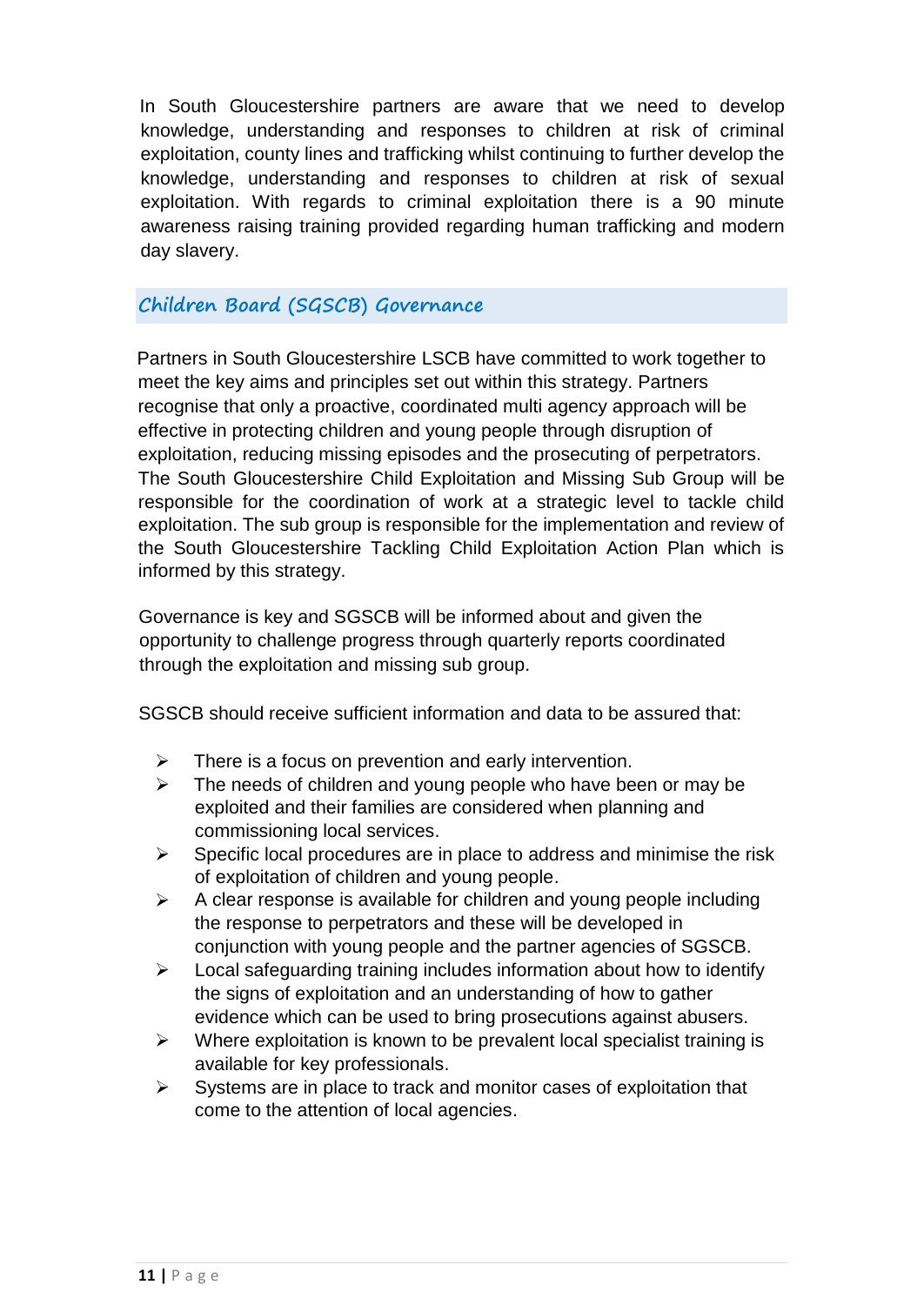In South Gloucestershire partners are aware that we need to develop knowledge, understanding and responses to children at risk of criminal exploitation, county lines and trafficking whilst continuing to further develop the knowledge, understanding and responses to children at risk of sexual exploitation. With regards to criminal exploitation there is a 90 minute awareness raising training provided regarding human trafficking and modern day slavery.

## Children Board (SGSCB) Governance

Partners in South Gloucestershire LSCB have committed to work together to meet the key aims and principles set out within this strategy. Partners recognise that only a proactive, coordinated multi agency approach will be effective in protecting children and young people through disruption of exploitation, reducing missing episodes and the prosecuting of perpetrators. The South Gloucestershire Child Exploitation and Missing Sub Group will be responsible for the coordination of work at a strategic level to tackle child exploitation. The sub group is responsible for the implementation and review of the South Gloucestershire Tackling Child Exploitation Action Plan which is informed by this strategy.

Governance is key and SGSCB will be informed about and given the opportunity to challenge progress through quarterly reports coordinated through the exploitation and missing sub group.

SGSCB should receive sufficient information and data to be assured that:

- There is a focus on prevention and early intervention.
- The needs of children and young people who have been or may be exploited and their families are considered when planning and commissioning local services.
- Specific local procedures are in place to address and minimise the risk of exploitation of children and young people.
- A clear response is available for children and young people including the response to perpetrators and these will be developed in conjunction with young people and the partner agencies of SGSCB.
- Local safeguarding training includes information about how to identify the signs of exploitation and an understanding of how to gather evidence which can be used to bring prosecutions against abusers.
- Where exploitation is known to be prevalent local specialist training is available for key professionals.
- Systems are in place to track and monitor cases of exploitation that come to the attention of local agencies.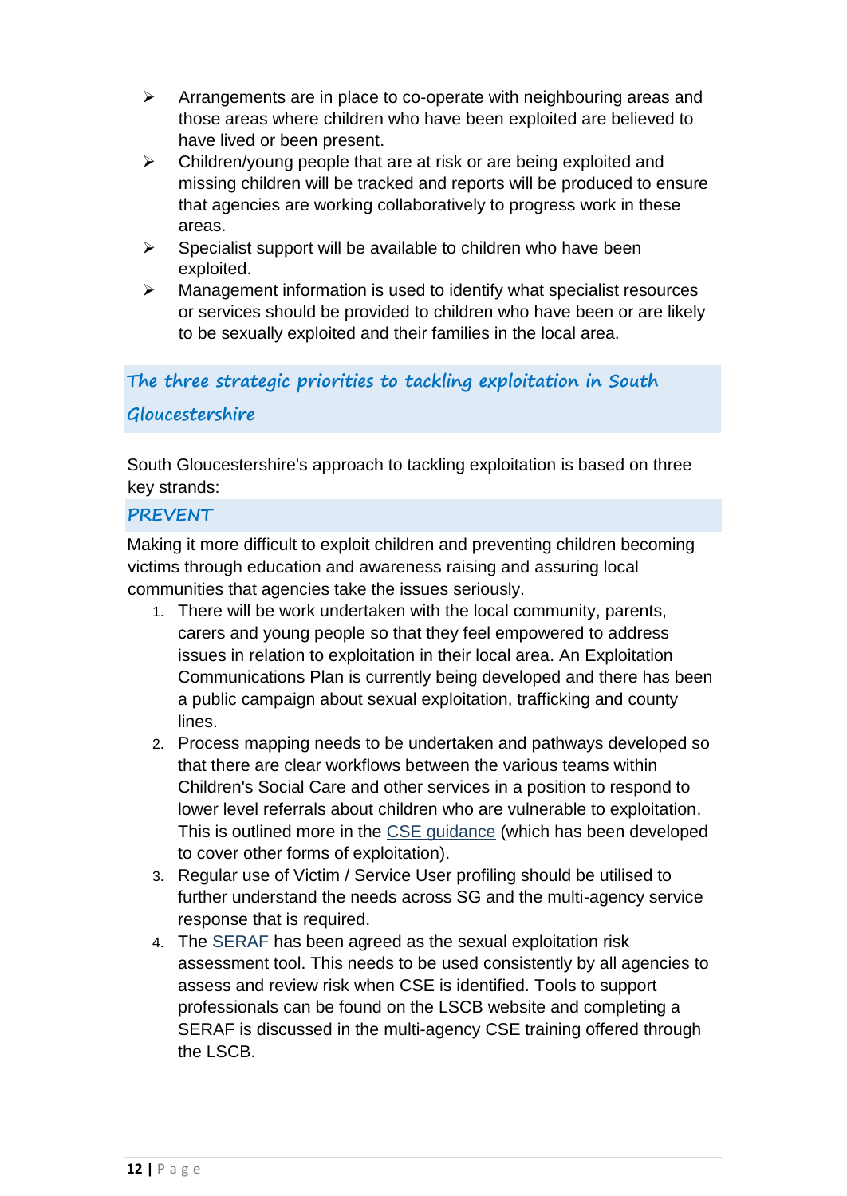- Arrangements are in place to co-operate with neighbouring areas and those areas where children who have been exploited are believed to have lived or been present.
- Children/young people that are at risk or are being exploited and missing children will be tracked and reports will be produced to ensure that agencies are working collaboratively to progress work in these areas.
- Specialist support will be available to children who have been exploited.
- Management information is used to identify what specialist resources or services should be provided to children who have been or are likely to be sexually exploited and their families in the local area.

## The three strategic priorities to tackling exploitation in South Gloucestershire

South Gloucestershire's approach to tackling exploitation is based on three key strands:

### PREVENT

Making it more difficult to exploit children and preventing children becoming victims through education and awareness raising and assuring local communities that agencies take the issues seriously.

1. There will be work undertaken with the local community, parents, carers and young people so that they feel empowered to address issues in relation to exploitation in their local area. An Exploitation Communications Plan is currently being developed and there has been a public campaign about sexual exploitation, trafficking and county lines.
2. Process mapping needs to be undertaken and pathways developed so that there are clear workflows between the various teams within Children's Social Care and other services in a position to respond to lower level referrals about children who are vulnerable to exploitation. This is outlined more in the CSE guidance (which has been developed to cover other forms of exploitation).
3. Regular use of Victim / Service User profiling should be utilised to further understand the needs across SG and the multi-agency service response that is required.
4. The SERAF has been agreed as the sexual exploitation risk assessment tool. This needs to be used consistently by all agencies to assess and review risk when CSE is identified. Tools to support professionals can be found on the LSCB website and completing a SERAF is discussed in the multi-agency CSE training offered through the LSCB.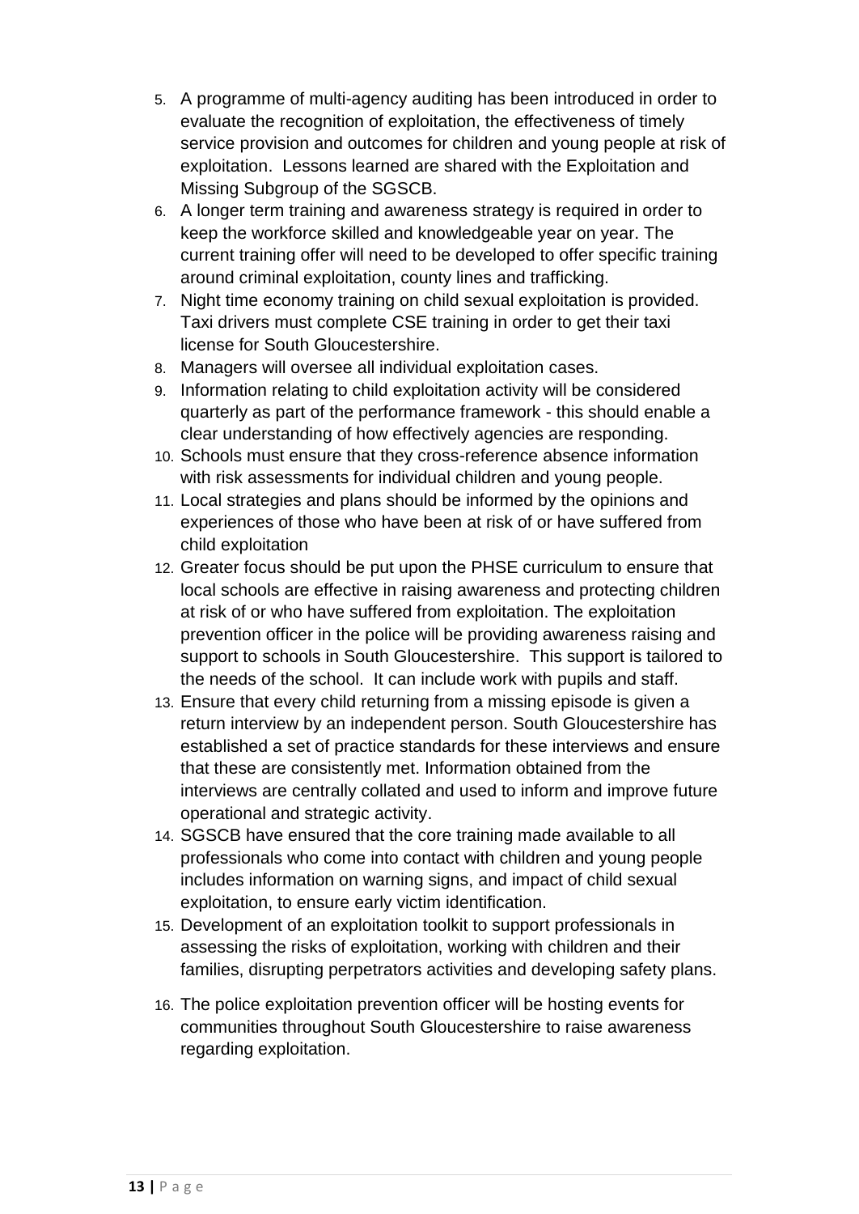5. A programme of multi-agency auditing has been introduced in order to evaluate the recognition of exploitation, the effectiveness of timely service provision and outcomes for children and young people at risk of exploitation. Lessons learned are shared with the Exploitation and Missing Subgroup of the SGSCB.
6. A longer term training and awareness strategy is required in order to keep the workforce skilled and knowledgeable year on year. The current training offer will need to be developed to offer specific training around criminal exploitation, county lines and trafficking.
7. Night time economy training on child sexual exploitation is provided. Taxi drivers must complete CSE training in order to get their taxi license for South Gloucestershire.
8. Managers will oversee all individual exploitation cases.
9. Information relating to child exploitation activity will be considered quarterly as part of the performance framework - this should enable a clear understanding of how effectively agencies are responding.
10. Schools must ensure that they cross-reference absence information with risk assessments for individual children and young people.
11. Local strategies and plans should be informed by the opinions and experiences of those who have been at risk of or have suffered from child exploitation
12. Greater focus should be put upon the PHSE curriculum to ensure that local schools are effective in raising awareness and protecting children at risk of or who have suffered from exploitation. The exploitation prevention officer in the police will be providing awareness raising and support to schools in South Gloucestershire. This support is tailored to the needs of the school. It can include work with pupils and staff.
13. Ensure that every child returning from a missing episode is given a return interview by an independent person. South Gloucestershire has established a set of practice standards for these interviews and ensure that these are consistently met. Information obtained from the interviews are centrally collated and used to inform and improve future operational and strategic activity.
14. SGSCB have ensured that the core training made available to all professionals who come into contact with children and young people includes information on warning signs, and impact of child sexual exploitation, to ensure early victim identification.
15. Development of an exploitation toolkit to support professionals in assessing the risks of exploitation, working with children and their families, disrupting perpetrators activities and developing safety plans.
16. The police exploitation prevention officer will be hosting events for communities throughout South Gloucestershire to raise awareness regarding exploitation.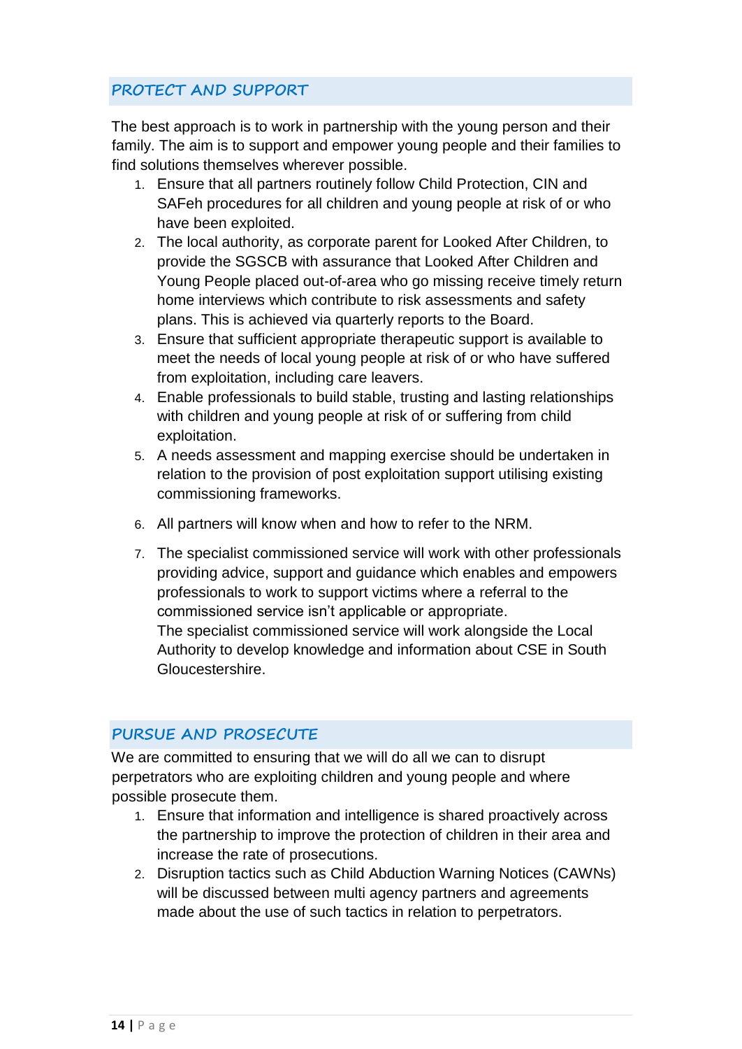## *PROTECT AND SUPPORT*

The best approach is to work in partnership with the young person and their family. The aim is to support and empower young people and their families to find solutions themselves wherever possible.

1. Ensure that all partners routinely follow Child Protection, CIN and SAFeh procedures for all children and young people at risk of or who have been exploited.
2. The local authority, as corporate parent for Looked After Children, to provide the SGSCB with assurance that Looked After Children and Young People placed out-of-area who go missing receive timely return home interviews which contribute to risk assessments and safety plans. This is achieved via quarterly reports to the Board.
3. Ensure that sufficient appropriate therapeutic support is available to meet the needs of local young people at risk of or who have suffered from exploitation, including care leavers.
4. Enable professionals to build stable, trusting and lasting relationships with children and young people at risk of or suffering from child exploitation.
5. A needs assessment and mapping exercise should be undertaken in relation to the provision of post exploitation support utilising existing commissioning frameworks.
6. All partners will know when and how to refer to the NRM.
7. The specialist commissioned service will work with other professionals providing advice, support and guidance which enables and empowers professionals to work to support victims where a referral to the commissioned service isn't applicable or appropriate.
   The specialist commissioned service will work alongside the Local Authority to develop knowledge and information about CSE in South Gloucestershire.

## *PURSUE AND PROSECUTE*

We are committed to ensuring that we will do all we can to disrupt perpetrators who are exploiting children and young people and where possible prosecute them.

1. Ensure that information and intelligence is shared proactively across the partnership to improve the protection of children in their area and increase the rate of prosecutions.
2. Disruption tactics such as Child Abduction Warning Notices (CAWNs) will be discussed between multi agency partners and agreements made about the use of such tactics in relation to perpetrators.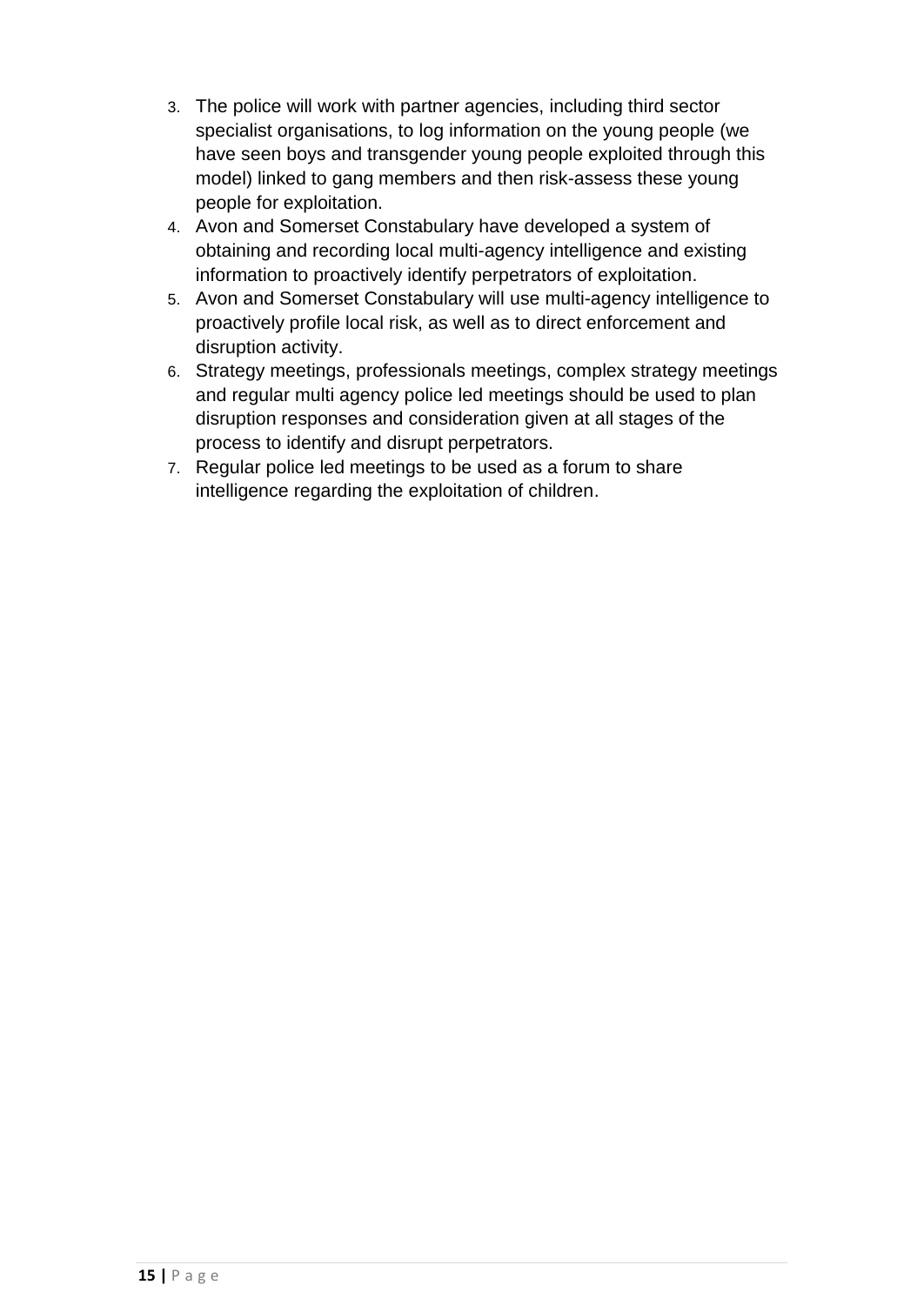3. The police will work with partner agencies, including third sector specialist organisations, to log information on the young people (we have seen boys and transgender young people exploited through this model) linked to gang members and then risk-assess these young people for exploitation.
4. Avon and Somerset Constabulary have developed a system of obtaining and recording local multi-agency intelligence and existing information to proactively identify perpetrators of exploitation.
5. Avon and Somerset Constabulary will use multi-agency intelligence to proactively profile local risk, as well as to direct enforcement and disruption activity.
6. Strategy meetings, professionals meetings, complex strategy meetings and regular multi agency police led meetings should be used to plan disruption responses and consideration given at all stages of the process to identify and disrupt perpetrators.
7. Regular police led meetings to be used as a forum to share intelligence regarding the exploitation of children.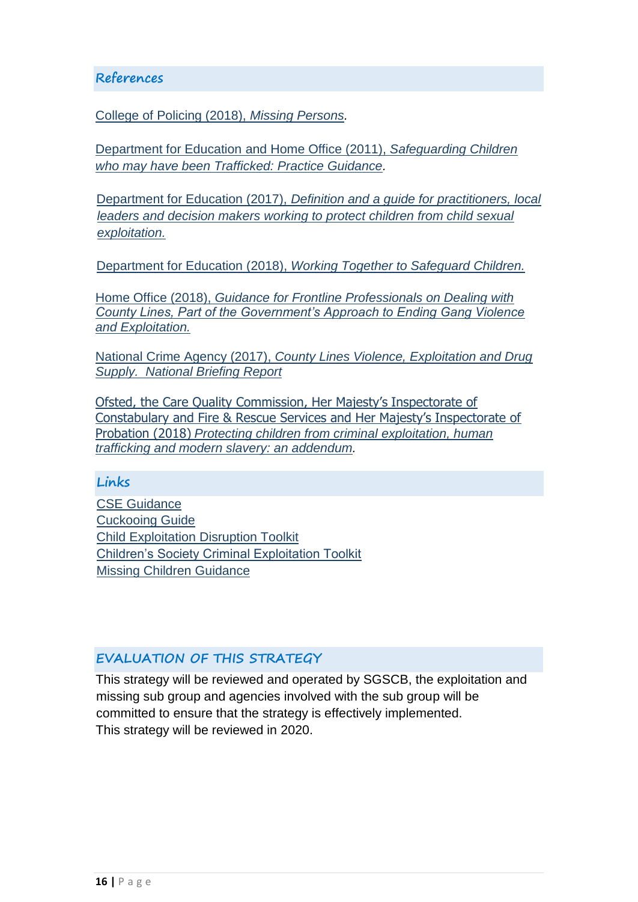## References

College of Policing (2018), *Missing Persons*.

Department for Education and Home Office (2011), *Safeguarding Children who may have been Trafficked: Practice Guidance*.

Department for Education (2017), *Definition and a guide for practitioners, local leaders and decision makers working to protect children from child sexual exploitation.*

Department for Education (2018), *Working Together to Safeguard Children.*

Home Office (2018), *Guidance for Frontline Professionals on Dealing with County Lines, Part of the Government's Approach to Ending Gang Violence and Exploitation.*

National Crime Agency (2017), *County Lines Violence, Exploitation and Drug Supply. National Briefing Report*

Ofsted, the Care Quality Commission, Her Majesty's Inspectorate of Constabulary and Fire & Rescue Services and Her Majesty's Inspectorate of Probation (2018) *Protecting children from criminal exploitation, human trafficking and modern slavery: an addendum*.

## Links

CSE Guidance
Cuckooing Guide
Child Exploitation Disruption Toolkit
Children's Society Criminal Exploitation Toolkit
Missing Children Guidance

## EVALUATION OF THIS STRATEGY

This strategy will be reviewed and operated by SGSCB, the exploitation and missing sub group and agencies involved with the sub group will be committed to ensure that the strategy is effectively implemented.
This strategy will be reviewed in 2020.